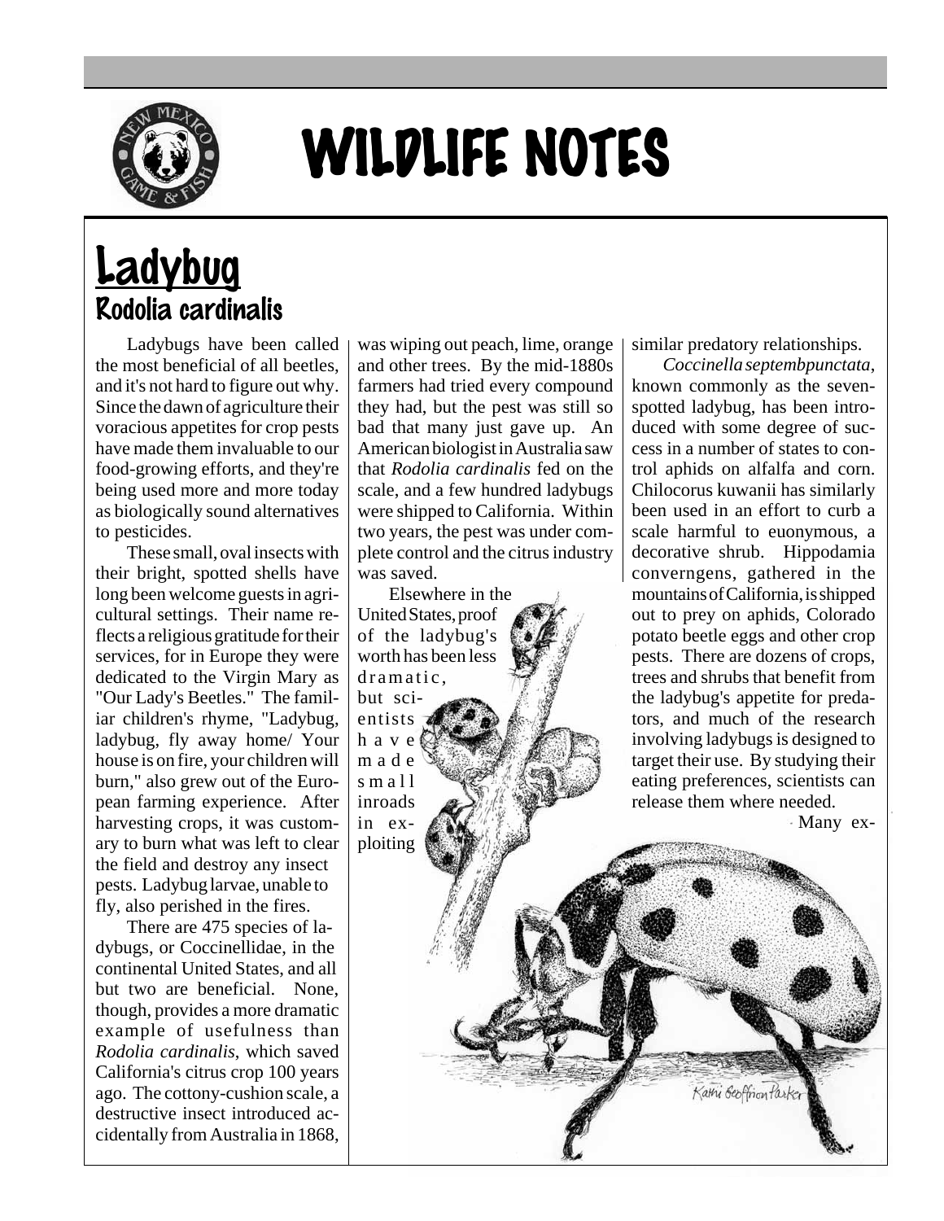# WILDLIFE NOTES

## Ladybug

### Rodolia cardinalis

Ladybugs have been called the most beneficial of all beetles, and it's not hard to figure out why. Since the dawn of agriculture their voracious appetites for crop pests have made them invaluable to our food-growing efforts, and they're being used more and more today as biologically sound alternatives to pesticides.

These small, oval insects with their bright, spotted shells have long been welcome guests in agricultural settings. Their name reflects a religious gratitude for their services, for in Europe they were dedicated to the Virgin Mary as "Our Lady's Beetles." The familiar children's rhyme, "Ladybug, ladybug, fly away home/ Your house is on fire, your children will burn," also grew out of the European farming experience. After harvesting crops, it was customary to burn what was left to clear the field and destroy any insect pests. Ladybug larvae, unable to fly, also perished in the fires.

There are 475 species of ladybugs, or Coccinellidae, in the continental United States, and all but two are beneficial. None, though, provides a more dramatic example of usefulness than *Rodolia cardinalis*, which saved California's citrus crop 100 years ago. The cottony-cushion scale, a destructive insect introduced accidentally from Australia in 1868, was wiping out peach, lime, orange and other trees. By the mid-1880s farmers had tried every compound they had, but the pest was still so bad that many just gave up. An American biologist in Australia saw that *Rodolia cardinalis* fed on the scale, and a few hundred ladybugs were shipped to California. Within two years, the pest was under complete control and the citrus industry was saved.

Elsewhere in the United States, proof of the ladybug's worth has been less dramatic, but scientists have made small inroads in exploiting similar predatory relationships.

*Coccinella septembpunctata*, known commonly as the seven-spotted ladybug, has been introduced with some degree of success in a number of states to control aphids on alfalfa and corn. Chilocorus kuwanii has similarly been used in an effort to curb a scale harmful to euonymous, a decorative shrub. Hippodamia converngens, gathered in the mountains of California, is shipped out to prey on aphids, Colorado potato beetle eggs and other crop pests. There are dozens of crops, trees and shrubs that benefit from the ladybug's appetite for predators, and much of the research involving ladybugs is designed to target their use. By studying their eating preferences, scientists can release them where needed.

Many ex-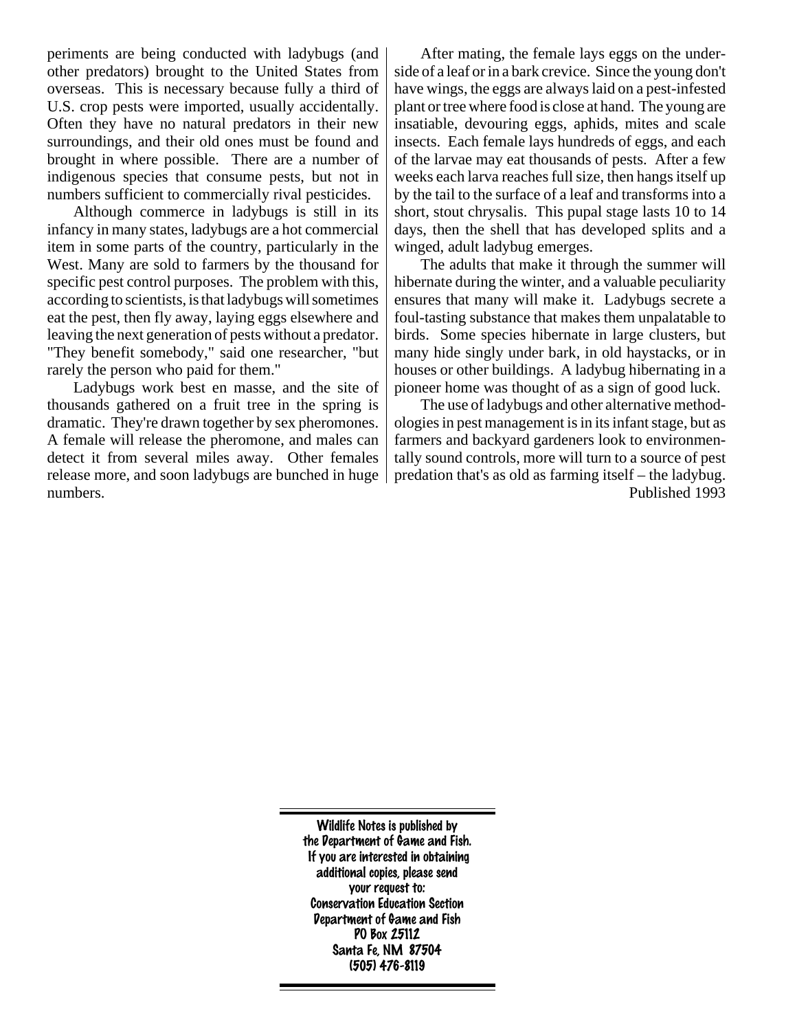periments are being conducted with ladybugs (and other predators) brought to the United States from overseas. This is necessary because fully a third of U.S. crop pests were imported, usually accidentally. Often they have no natural predators in their new surroundings, and their old ones must be found and brought in where possible. There are a number of indigenous species that consume pests, but not in numbers sufficient to commercially rival pesticides.

Although commerce in ladybugs is still in its infancy in many states, ladybugs are a hot commercial item in some parts of the country, particularly in the West. Many are sold to farmers by the thousand for specific pest control purposes. The problem with this, according to scientists, is that ladybugs will sometimes eat the pest, then fly away, laying eggs elsewhere and leaving the next generation of pests without a predator. "They benefit somebody," said one researcher, "but rarely the person who paid for them."

Ladybugs work best en masse, and the site of thousands gathered on a fruit tree in the spring is dramatic. They're drawn together by sex pheromones. A female will release the pheromone, and males can detect it from several miles away. Other females release more, and soon ladybugs are bunched in huge numbers.

After mating, the female lays eggs on the underside of a leaf or in a bark crevice. Since the young don't have wings, the eggs are always laid on a pest-infested plant or tree where food is close at hand. The young are insatiable, devouring eggs, aphids, mites and scale insects. Each female lays hundreds of eggs, and each of the larvae may eat thousands of pests. After a few weeks each larva reaches full size, then hangs itself up by the tail to the surface of a leaf and transforms into a short, stout chrysalis. This pupal stage lasts 10 to 14 days, then the shell that has developed splits and a winged, adult ladybug emerges.

The adults that make it through the summer will hibernate during the winter, and a valuable peculiarity ensures that many will make it. Ladybugs secrete a foul-tasting substance that makes them unpalatable to birds. Some species hibernate in large clusters, but many hide singly under bark, in old haystacks, or in houses or other buildings. A ladybug hibernating in a pioneer home was thought of as a sign of good luck.

The use of ladybugs and other alternative methodologies in pest management is in its infant stage, but as farmers and backyard gardeners look to environmentally sound controls, more will turn to a source of pest predation that's as old as farming itself – the ladybug.

Published 1993

Wildlife Notes is published by
the Department of Game and Fish.
If you are interested in obtaining
additional copies, please send
your request to:
Conservation Education Section
Department of Game and Fish
PO Box 25112
Santa Fe, NM 87504
(505) 476-8119